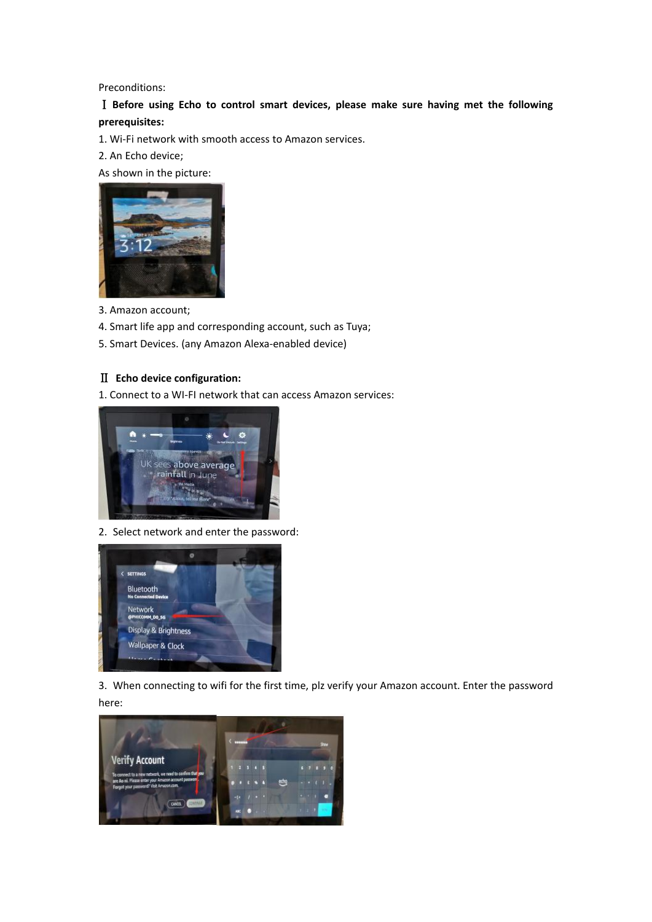Preconditions:

**Ⅰ Before using Echo to control smart devices, please make sure having met the following prerequisites:**

1. Wi-Fi network with smooth access to Amazon services.
2. An Echo device;

As shown in the picture:

3. Amazon account;
4. Smart life app and corresponding account, such as Tuya;
5. Smart Devices. (any Amazon Alexa-enabled device)

**Ⅱ Echo device configuration:**

1. Connect to a WI-FI network that can access Amazon services:

2. Select network and enter the password:

3. When connecting to wifi for the first time, plz verify your Amazon account. Enter the password here: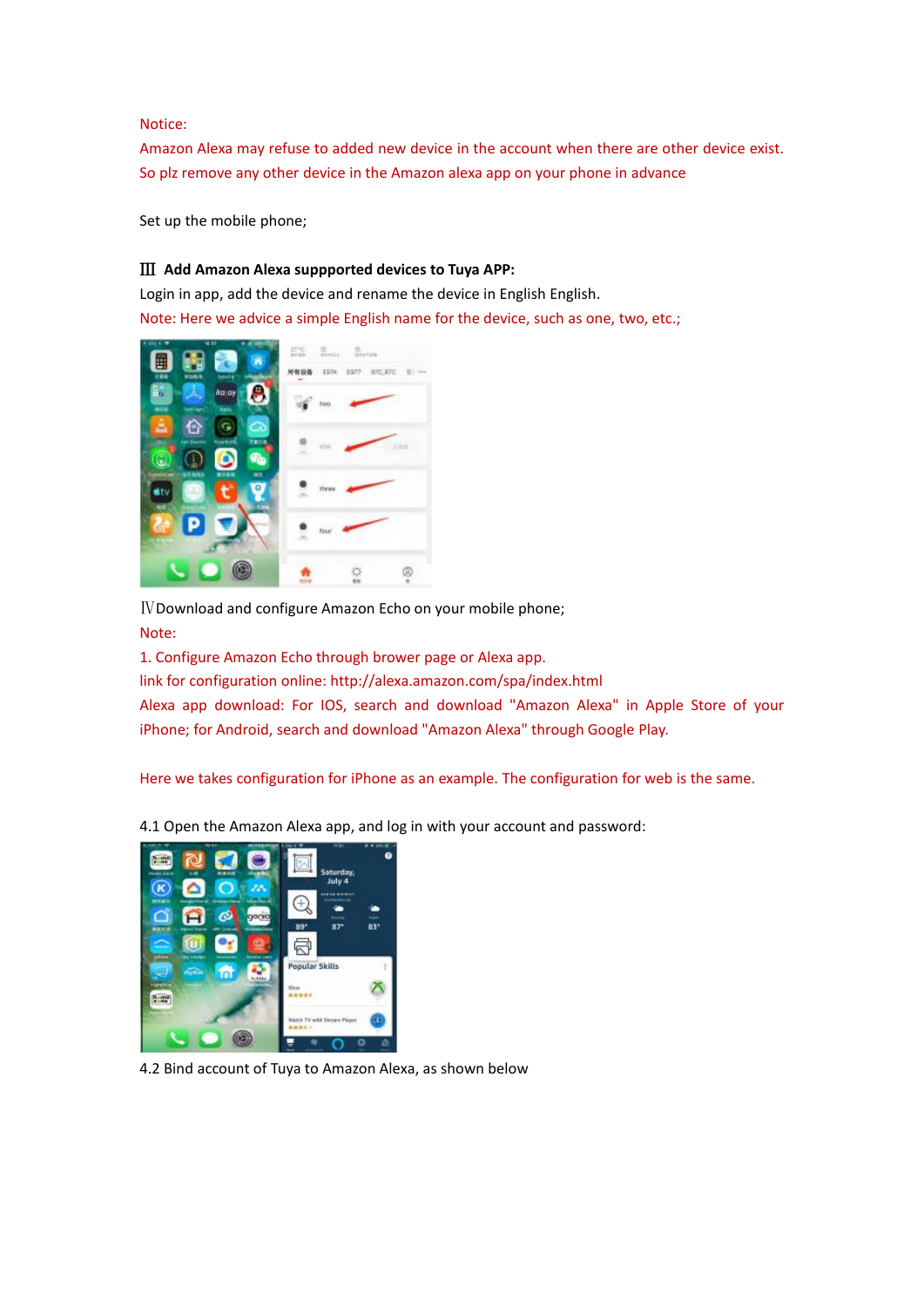Notice:

Amazon Alexa may refuse to added new device in the account when there are other device exist. So plz remove any other device in the Amazon alexa app on your phone in advance

Set up the mobile phone;

**Ⅲ Add Amazon Alexa suppported devices to Tuya APP:**

Login in app, add the device and rename the device in English English.

Note: Here we advice a simple English name for the device, such as one, two, etc.;

ⅣDownload and configure Amazon Echo on your mobile phone;

Note:

1. Configure Amazon Echo through brower page or Alexa app.

link for configuration online: http://alexa.amazon.com/spa/index.html

Alexa app download: For IOS, search and download "Amazon Alexa" in Apple Store of your iPhone; for Android, search and download "Amazon Alexa" through Google Play.

Here we takes configuration for iPhone as an example. The configuration for web is the same.

4.1 Open the Amazon Alexa app, and log in with your account and password:

4.2 Bind account of Tuya to Amazon Alexa, as shown below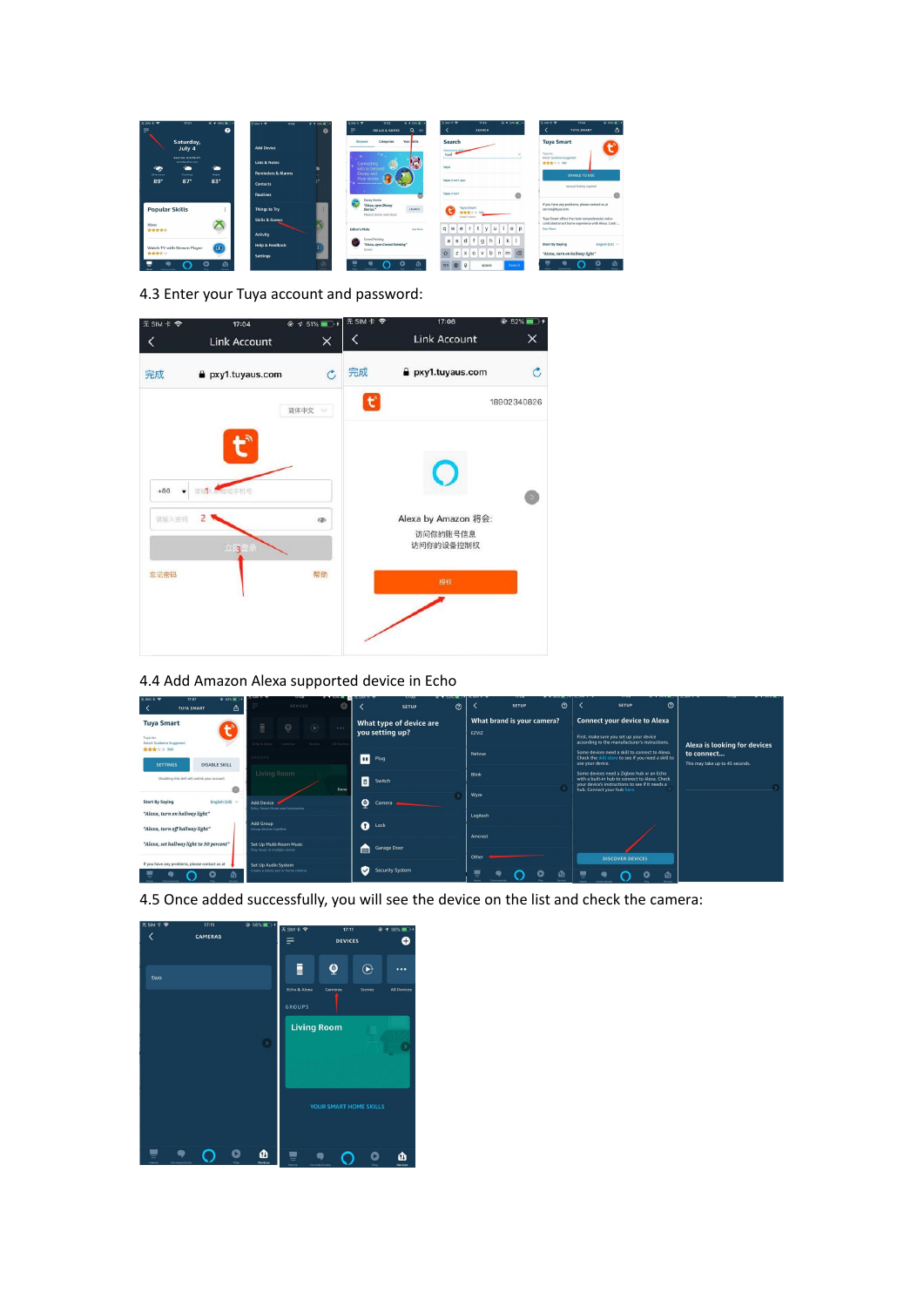4.3 Enter your Tuya account and password:

4.4 Add Amazon Alexa supported device in Echo

4.5 Once added successfully, you will see the device on the list and check the camera: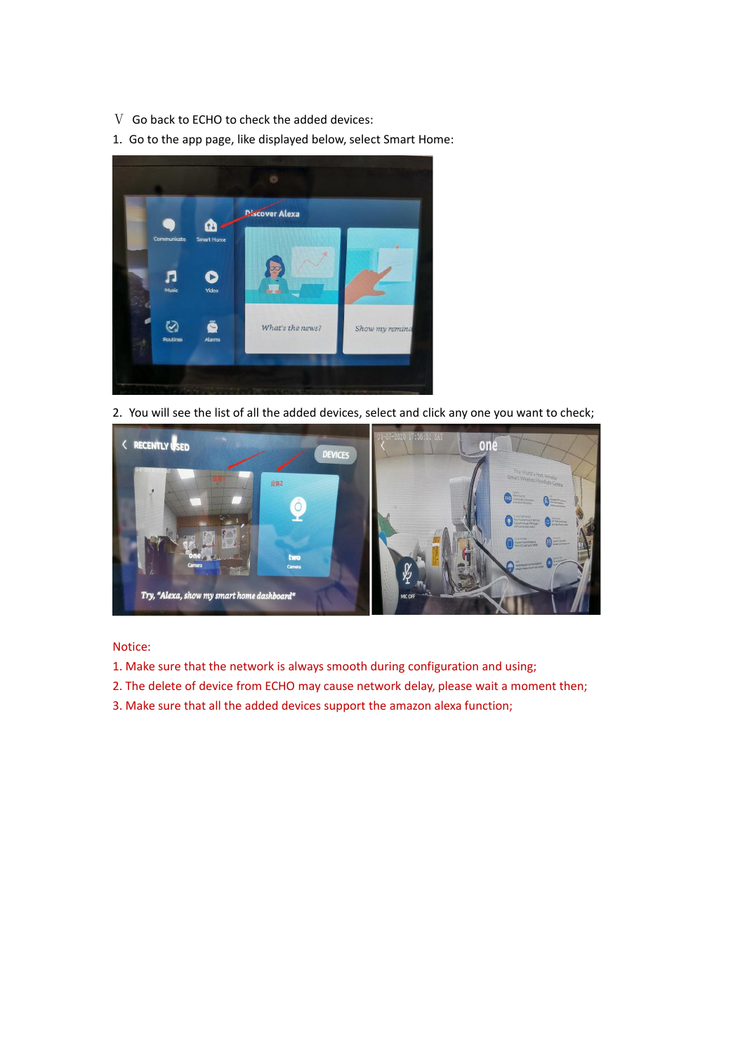Ⅴ Go back to ECHO to check the added devices:

1. Go to the app page, like displayed below, select Smart Home:

2. You will see the list of all the added devices, select and click any one you want to check;

Notice:

1. Make sure that the network is always smooth during configuration and using;
2. The delete of device from ECHO may cause network delay, please wait a moment then;
3. Make sure that all the added devices support the amazon alexa function;